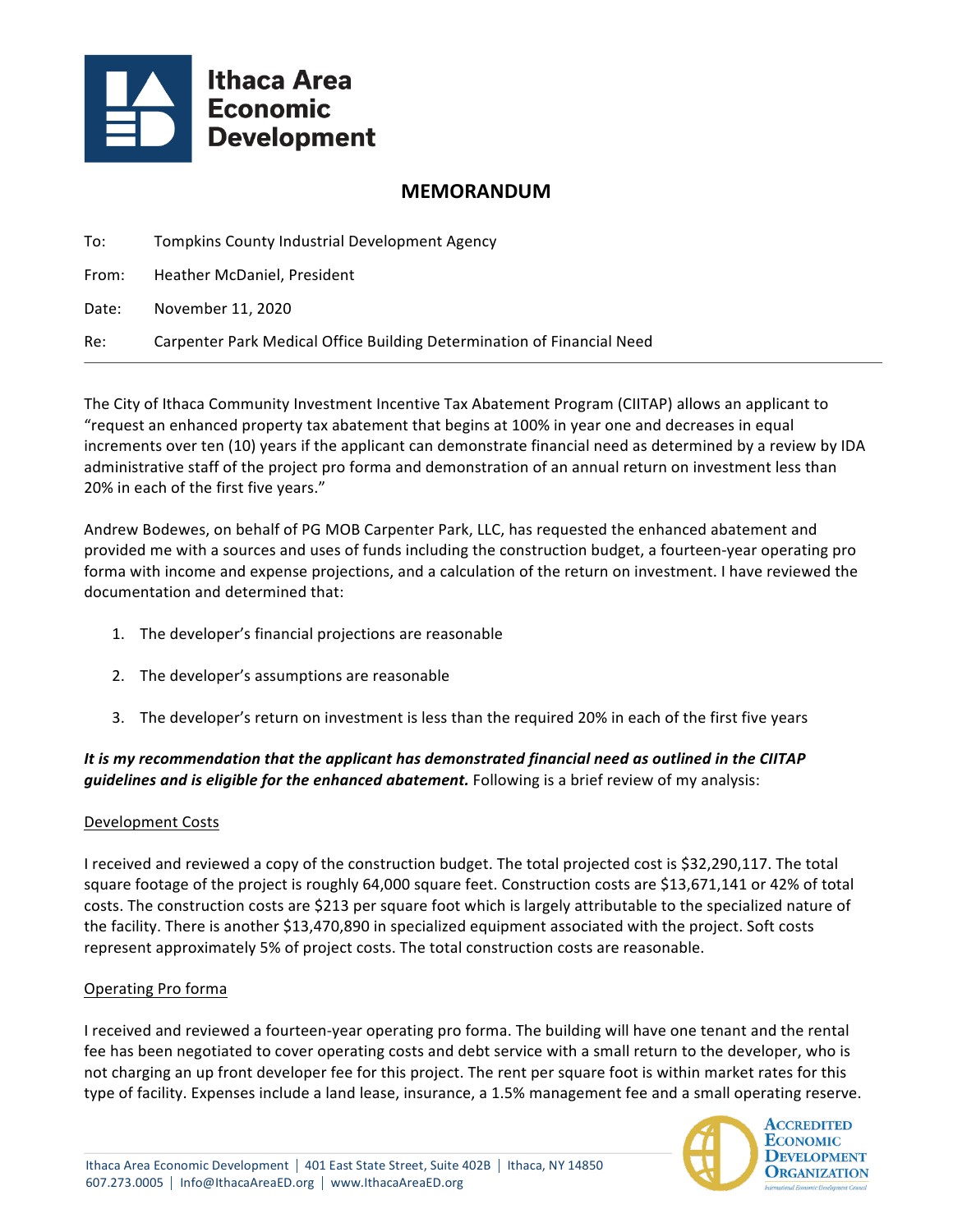Ithaca Area Economic Development

# MEMORANDUM

To: Tompkins County Industrial Development Agency

From: Heather McDaniel, President

Date: November 11, 2020

Re: Carpenter Park Medical Office Building Determination of Financial Need

---

The City of Ithaca Community Investment Incentive Tax Abatement Program (CIITAP) allows an applicant to "request an enhanced property tax abatement that begins at 100% in year one and decreases in equal increments over ten (10) years if the applicant can demonstrate financial need as determined by a review by IDA administrative staff of the project pro forma and demonstration of an annual return on investment less than 20% in each of the first five years."

Andrew Bodewes, on behalf of PG MOB Carpenter Park, LLC, has requested the enhanced abatement and provided me with a sources and uses of funds including the construction budget, a fourteen-year operating pro forma with income and expense projections, and a calculation of the return on investment. I have reviewed the documentation and determined that:

1. The developer's financial projections are reasonable
2. The developer's assumptions are reasonable
3. The developer's return on investment is less than the required 20% in each of the first five years

***It is my recommendation that the applicant has demonstrated financial need as outlined in the CIITAP guidelines and is eligible for the enhanced abatement.*** Following is a brief review of my analysis:

## Development Costs

I received and reviewed a copy of the construction budget. The total projected cost is $32,290,117. The total square footage of the project is roughly 64,000 square feet. Construction costs are $13,671,141 or 42% of total costs. The construction costs are $213 per square foot which is largely attributable to the specialized nature of the facility. There is another $13,470,890 in specialized equipment associated with the project. Soft costs represent approximately 5% of project costs. The total construction costs are reasonable.

## Operating Pro forma

I received and reviewed a fourteen-year operating pro forma. The building will have one tenant and the rental fee has been negotiated to cover operating costs and debt service with a small return to the developer, who is not charging an up front developer fee for this project. The rent per square foot is within market rates for this type of facility. Expenses include a land lease, insurance, a 1.5% management fee and a small operating reserve.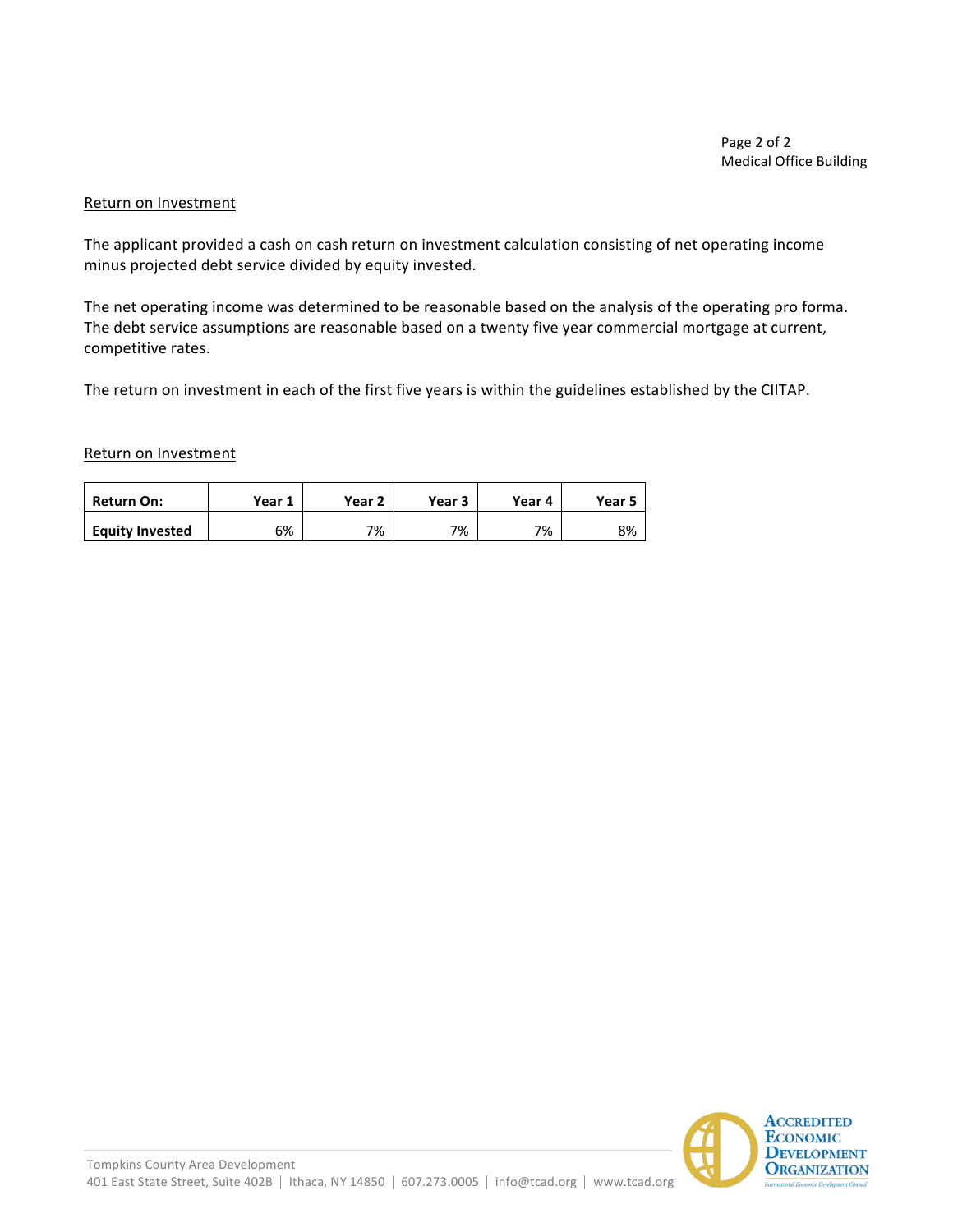Return on Investment

The applicant provided a cash on cash return on investment calculation consisting of net operating income minus projected debt service divided by equity invested.

The net operating income was determined to be reasonable based on the analysis of the operating pro forma. The debt service assumptions are reasonable based on a twenty five year commercial mortgage at current, competitive rates.

The return on investment in each of the first five years is within the guidelines established by the CIITAP.

Return on Investment

| Return On: | Year 1 | Year 2 | Year 3 | Year 4 | Year 5 |
|---|---|---|---|---|---|
| Equity Invested | 6% | 7% | 7% | 7% | 8% |